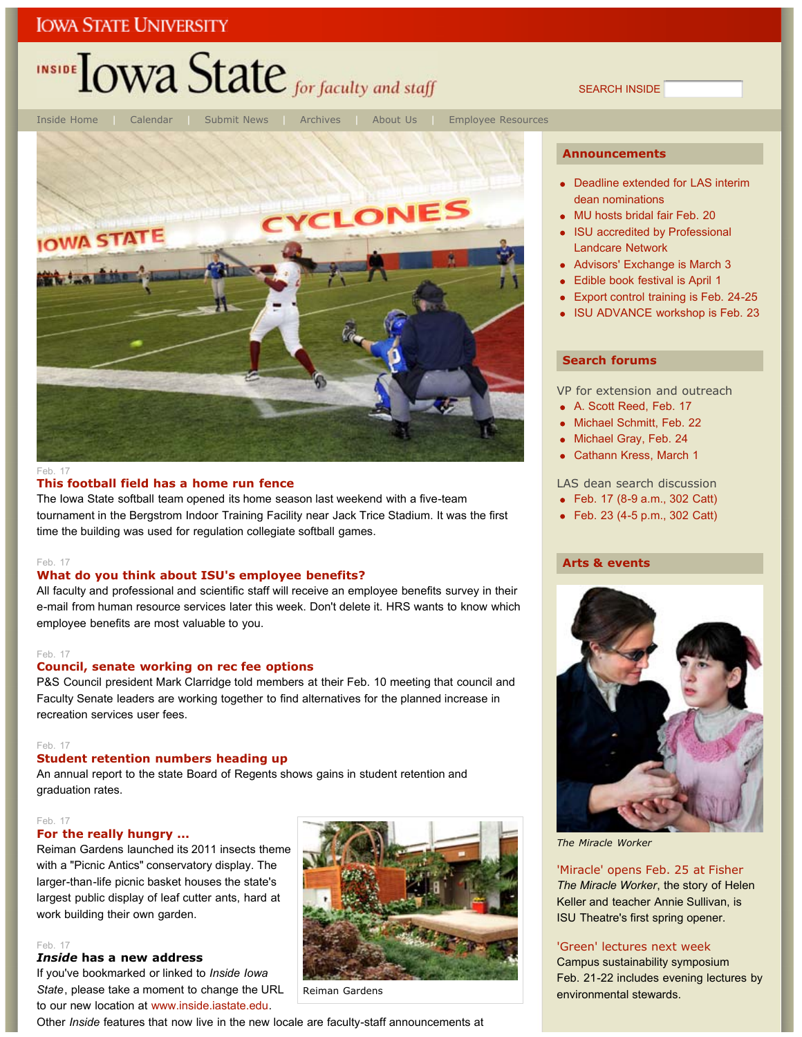IOWA STATE UNIVERSITY

# INSIDE Iowa State *for faculty and staff*

SEARCH INSIDE

Inside Home | Calendar | Submit News | Archives | About Us | Employee Resources

Feb. 17

## This football field has a home run fence

The Iowa State softball team opened its home season last weekend with a five-team tournament in the Bergstrom Indoor Training Facility near Jack Trice Stadium. It was the first time the building was used for regulation collegiate softball games.

Feb. 17

## What do you think about ISU's employee benefits?

All faculty and professional and scientific staff will receive an employee benefits survey in their e-mail from human resource services later this week. Don't delete it. HRS wants to know which employee benefits are most valuable to you.

Feb. 17

## Council, senate working on rec fee options

P&S Council president Mark Clarridge told members at their Feb. 10 meeting that council and Faculty Senate leaders are working together to find alternatives for the planned increase in recreation services user fees.

Feb. 17

## Student retention numbers heading up

An annual report to the state Board of Regents shows gains in student retention and graduation rates.

Feb. 17

## For the really hungry ...

Reiman Gardens launched its 2011 insects theme with a "Picnic Antics" conservatory display. The larger-than-life picnic basket houses the state's largest public display of leaf cutter ants, hard at work building their own garden.

Reiman Gardens

Feb. 17

## *Inside* has a new address

If you've bookmarked or linked to *Inside Iowa State*, please take a moment to change the URL to our new location at www.inside.iastate.edu.

Other *Inside* features that now live in the new locale are faculty-staff announcements at

## Announcements

- Deadline extended for LAS interim dean nominations
- MU hosts bridal fair Feb. 20
- ISU accredited by Professional Landcare Network
- Advisors' Exchange is March 3
- Edible book festival is April 1
- Export control training is Feb. 24-25
- ISU ADVANCE workshop is Feb. 23

## Search forums

VP for extension and outreach

- A. Scott Reed, Feb. 17
- Michael Schmitt, Feb. 22
- Michael Gray, Feb. 24
- Cathann Kress, March 1

LAS dean search discussion

- Feb. 17 (8-9 a.m., 302 Catt)
- Feb. 23 (4-5 p.m., 302 Catt)

## Arts & events

*The Miracle Worker*

### 'Miracle' opens Feb. 25 at Fisher

*The Miracle Worker*, the story of Helen Keller and teacher Annie Sullivan, is ISU Theatre's first spring opener.

### 'Green' lectures next week

Campus sustainability symposium Feb. 21-22 includes evening lectures by environmental stewards.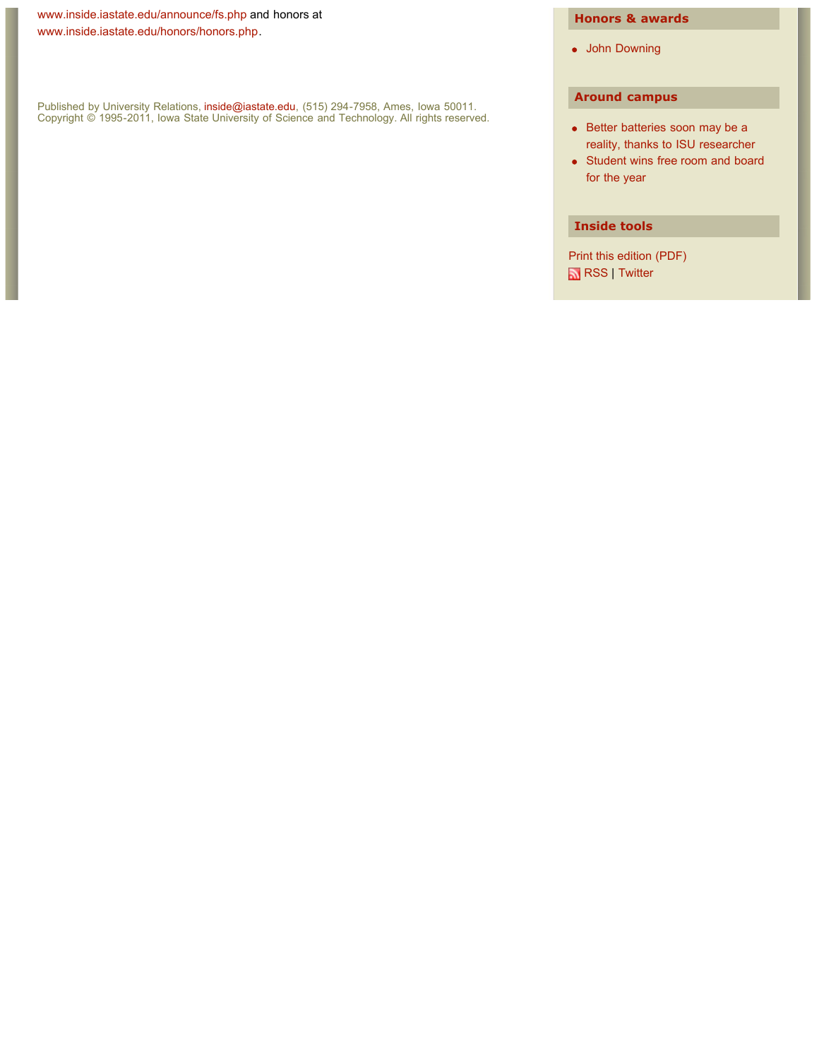www.inside.iastate.edu/announce/fs.php and honors at www.inside.iastate.edu/honors/honors.php.

Published by University Relations, inside@iastate.edu, (515) 294-7958, Ames, Iowa 50011.
Copyright © 1995-2011, Iowa State University of Science and Technology. All rights reserved.

## Honors & awards

- John Downing

## Around campus

- Better batteries soon may be a reality, thanks to ISU researcher
- Student wins free room and board for the year

## Inside tools

Print this edition (PDF)
RSS | Twitter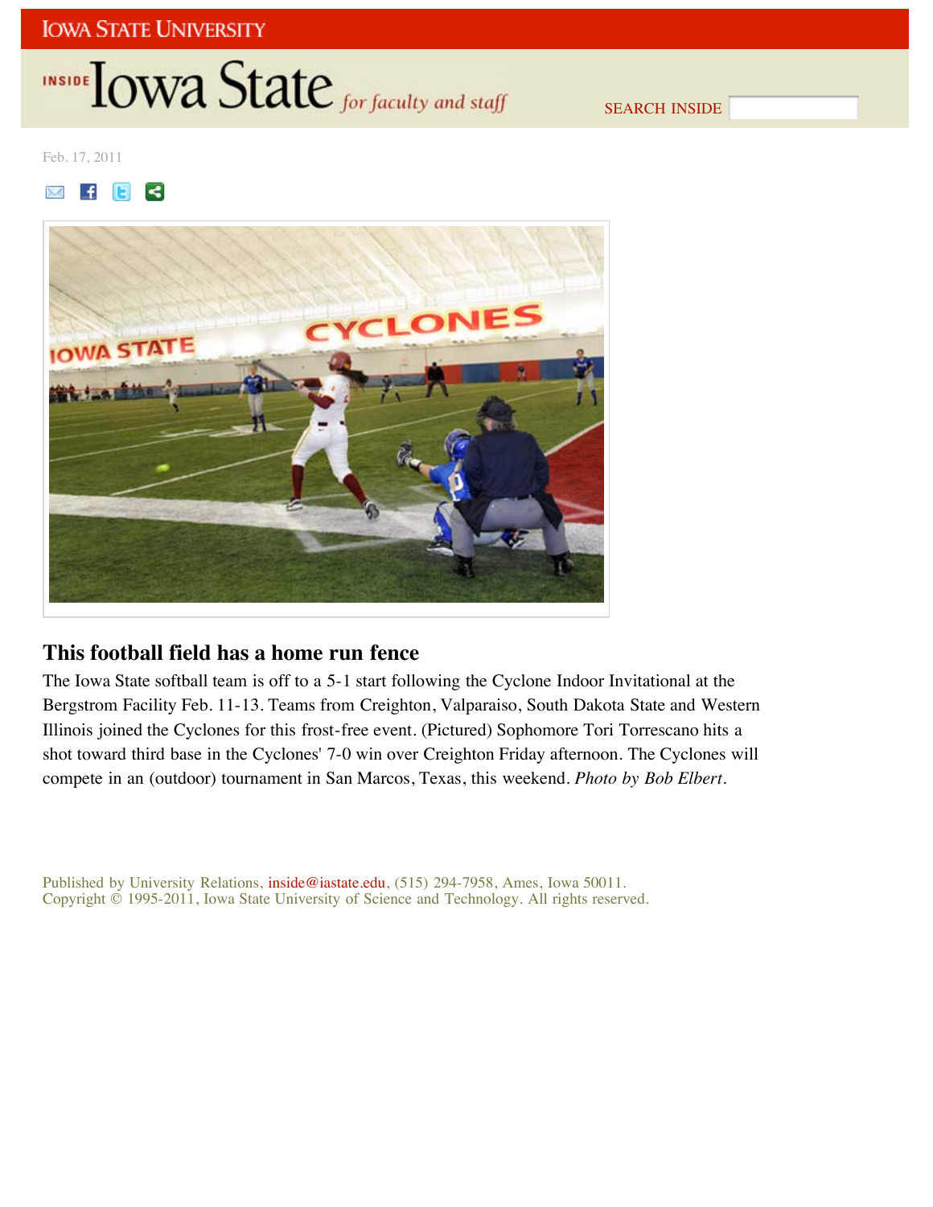Feb. 17, 2011

## This football field has a home run fence

The Iowa State softball team is off to a 5-1 start following the Cyclone Indoor Invitational at the Bergstrom Facility Feb. 11-13. Teams from Creighton, Valparaiso, South Dakota State and Western Illinois joined the Cyclones for this frost-free event. (Pictured) Sophomore Tori Torrescano hits a shot toward third base in the Cyclones' 7-0 win over Creighton Friday afternoon. The Cyclones will compete in an (outdoor) tournament in San Marcos, Texas, this weekend. *Photo by Bob Elbert*.

Published by University Relations, inside@iastate.edu, (515) 294-7958, Ames, Iowa 50011.
Copyright © 1995-2011, Iowa State University of Science and Technology. All rights reserved.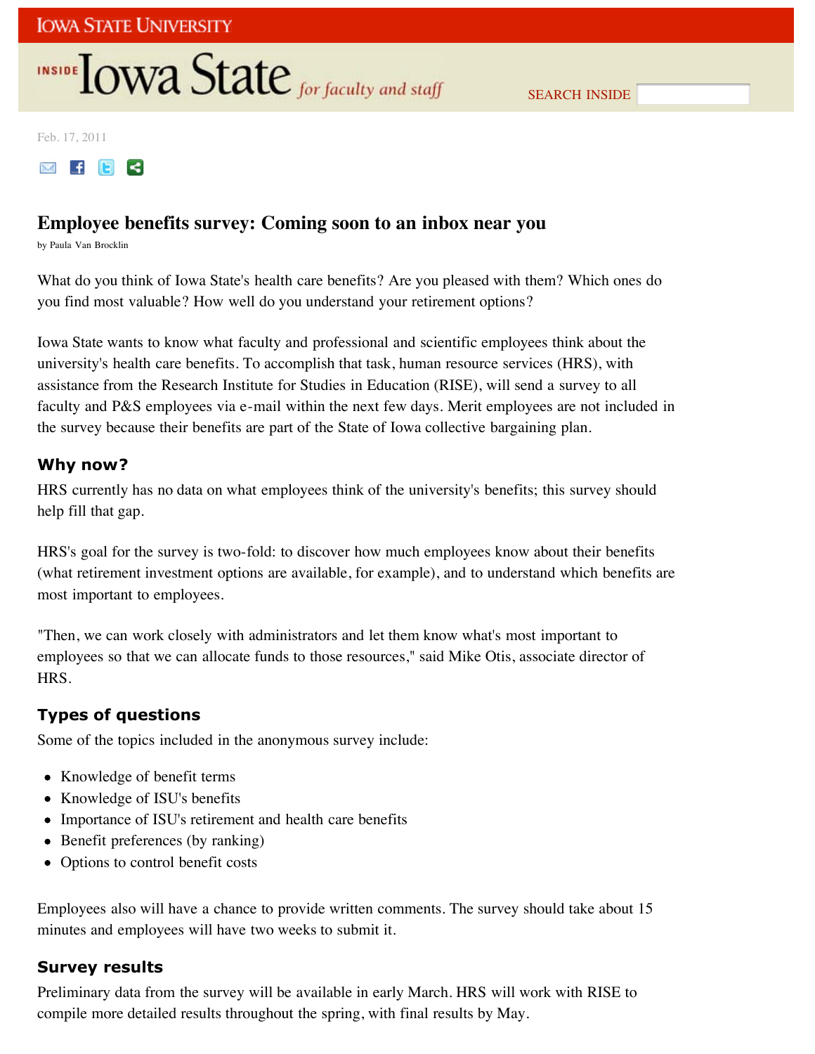Feb. 17, 2011

# Employee benefits survey: Coming soon to an inbox near you

by Paula Van Brocklin

What do you think of Iowa State's health care benefits? Are you pleased with them? Which ones do you find most valuable? How well do you understand your retirement options?

Iowa State wants to know what faculty and professional and scientific employees think about the university's health care benefits. To accomplish that task, human resource services (HRS), with assistance from the Research Institute for Studies in Education (RISE), will send a survey to all faculty and P&S employees via e-mail within the next few days. Merit employees are not included in the survey because their benefits are part of the State of Iowa collective bargaining plan.

## Why now?

HRS currently has no data on what employees think of the university's benefits; this survey should help fill that gap.

HRS's goal for the survey is two-fold: to discover how much employees know about their benefits (what retirement investment options are available, for example), and to understand which benefits are most important to employees.

"Then, we can work closely with administrators and let them know what's most important to employees so that we can allocate funds to those resources," said Mike Otis, associate director of HRS.

## Types of questions

Some of the topics included in the anonymous survey include:

- Knowledge of benefit terms
- Knowledge of ISU's benefits
- Importance of ISU's retirement and health care benefits
- Benefit preferences (by ranking)
- Options to control benefit costs

Employees also will have a chance to provide written comments. The survey should take about 15 minutes and employees will have two weeks to submit it.

## Survey results

Preliminary data from the survey will be available in early March. HRS will work with RISE to compile more detailed results throughout the spring, with final results by May.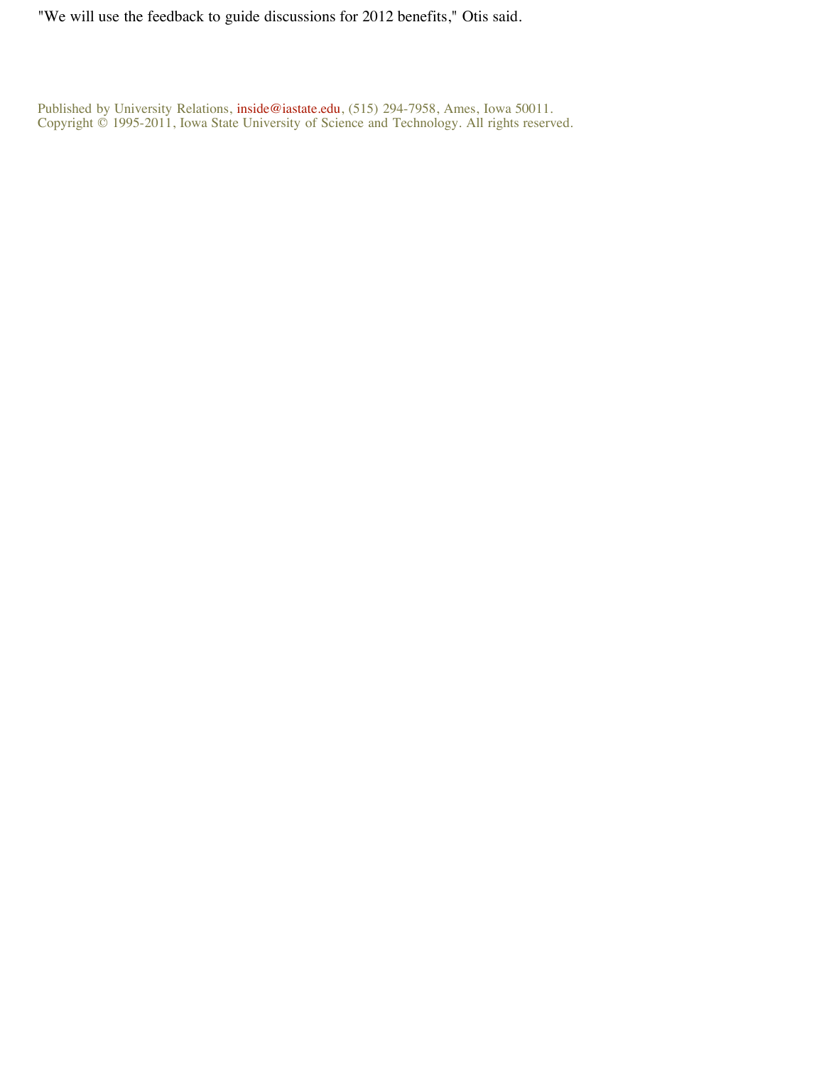"We will use the feedback to guide discussions for 2012 benefits," Otis said.

Published by University Relations, inside@iastate.edu, (515) 294-7958, Ames, Iowa 50011.
Copyright © 1995-2011, Iowa State University of Science and Technology. All rights reserved.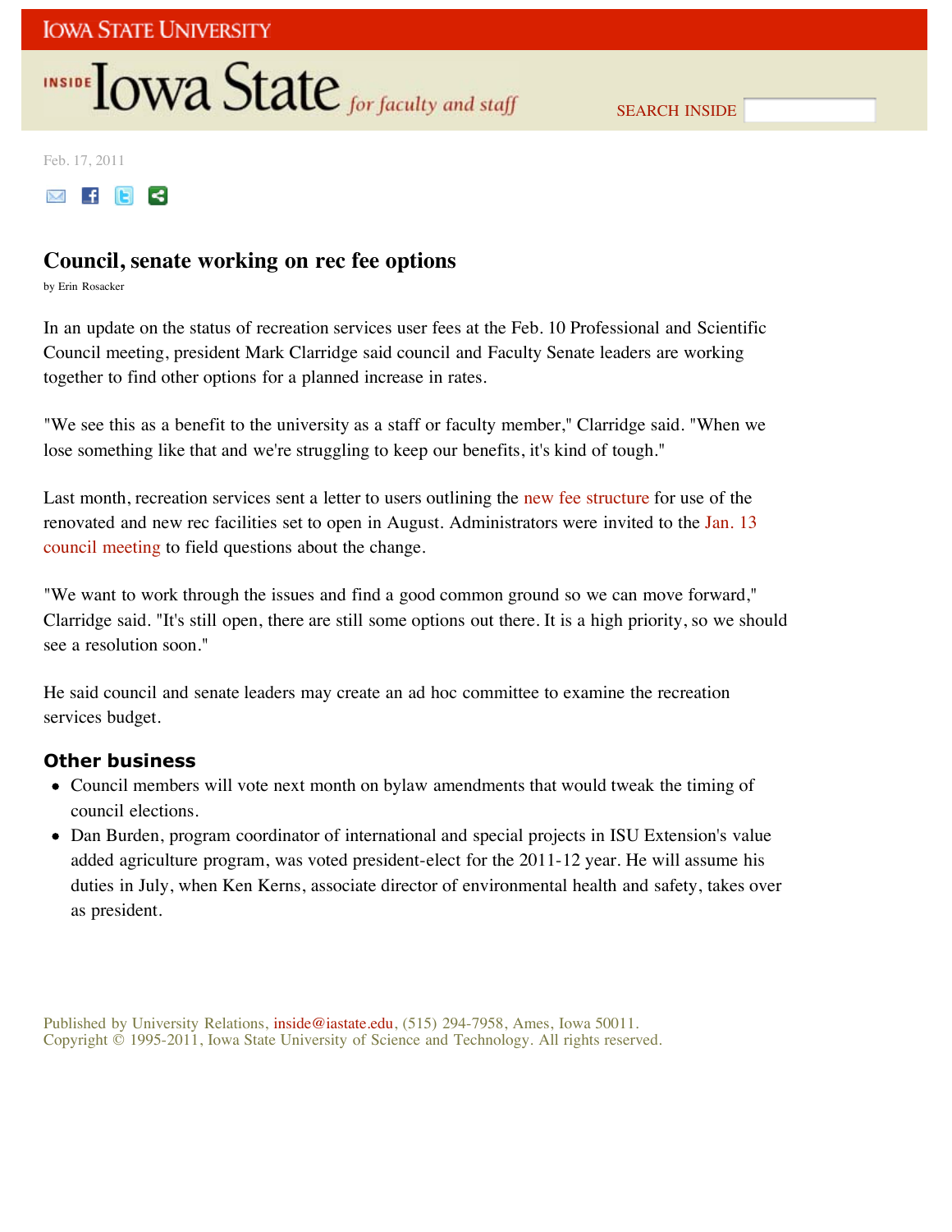Feb. 17, 2011

# Council, senate working on rec fee options

by Erin Rosacker

In an update on the status of recreation services user fees at the Feb. 10 Professional and Scientific Council meeting, president Mark Clarridge said council and Faculty Senate leaders are working together to find other options for a planned increase in rates.

"We see this as a benefit to the university as a staff or faculty member," Clarridge said. "When we lose something like that and we're struggling to keep our benefits, it's kind of tough."

Last month, recreation services sent a letter to users outlining the new fee structure for use of the renovated and new rec facilities set to open in August. Administrators were invited to the Jan. 13 council meeting to field questions about the change.

"We want to work through the issues and find a good common ground so we can move forward," Clarridge said. "It's still open, there are still some options out there. It is a high priority, so we should see a resolution soon."

He said council and senate leaders may create an ad hoc committee to examine the recreation services budget.

## Other business

- Council members will vote next month on bylaw amendments that would tweak the timing of council elections.
- Dan Burden, program coordinator of international and special projects in ISU Extension's value added agriculture program, was voted president-elect for the 2011-12 year. He will assume his duties in July, when Ken Kerns, associate director of environmental health and safety, takes over as president.

Published by University Relations, inside@iastate.edu, (515) 294-7958, Ames, Iowa 50011.
Copyright © 1995-2011, Iowa State University of Science and Technology. All rights reserved.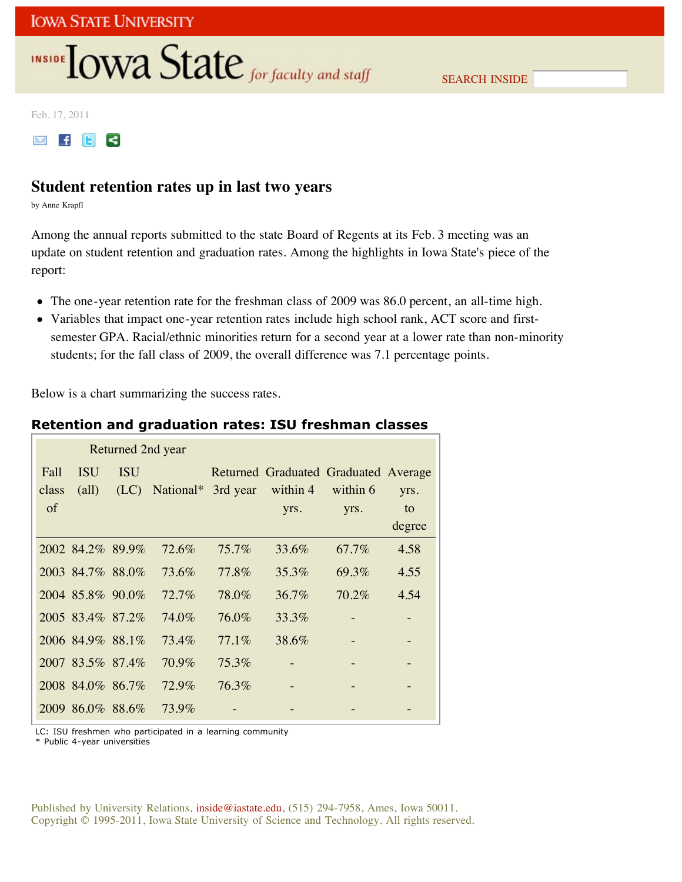Feb. 17, 2011

## Student retention rates up in last two years

by Anne Krapfl

Among the annual reports submitted to the state Board of Regents at its Feb. 3 meeting was an update on student retention and graduation rates. Among the highlights in Iowa State's piece of the report:

- The one-year retention rate for the freshman class of 2009 was 86.0 percent, an all-time high.
- Variables that impact one-year retention rates include high school rank, ACT score and first-semester GPA. Racial/ethnic minorities return for a second year at a lower rate than non-minority students; for the fall class of 2009, the overall difference was 7.1 percentage points.

Below is a chart summarizing the success rates.

### Retention and graduation rates: ISU freshman classes

| | Returned 2nd year | | | | | | |
|---|---|---|---|---|---|---|---|
| Fall class of | ISU (all) | ISU (LC) | National* | Returned 3rd year | Graduated within 4 yrs. | Graduated within 6 yrs. | Average yrs. to degree |
| 2002 | 84.2% | 89.9% | 72.6% | 75.7% | 33.6% | 67.7% | 4.58 |
| 2003 | 84.7% | 88.0% | 73.6% | 77.8% | 35.3% | 69.3% | 4.55 |
| 2004 | 85.8% | 90.0% | 72.7% | 78.0% | 36.7% | 70.2% | 4.54 |
| 2005 | 83.4% | 87.2% | 74.0% | 76.0% | 33.3% | - | - |
| 2006 | 84.9% | 88.1% | 73.4% | 77.1% | 38.6% | - | - |
| 2007 | 83.5% | 87.4% | 70.9% | 75.3% | - | - | - |
| 2008 | 84.0% | 86.7% | 72.9% | 76.3% | - | - | - |
| 2009 | 86.0% | 88.6% | 73.9% | - | - | - | - |

LC: ISU freshmen who participated in a learning community
* Public 4-year universities

Published by University Relations, inside@iastate.edu, (515) 294-7958, Ames, Iowa 50011.
Copyright © 1995-2011, Iowa State University of Science and Technology. All rights reserved.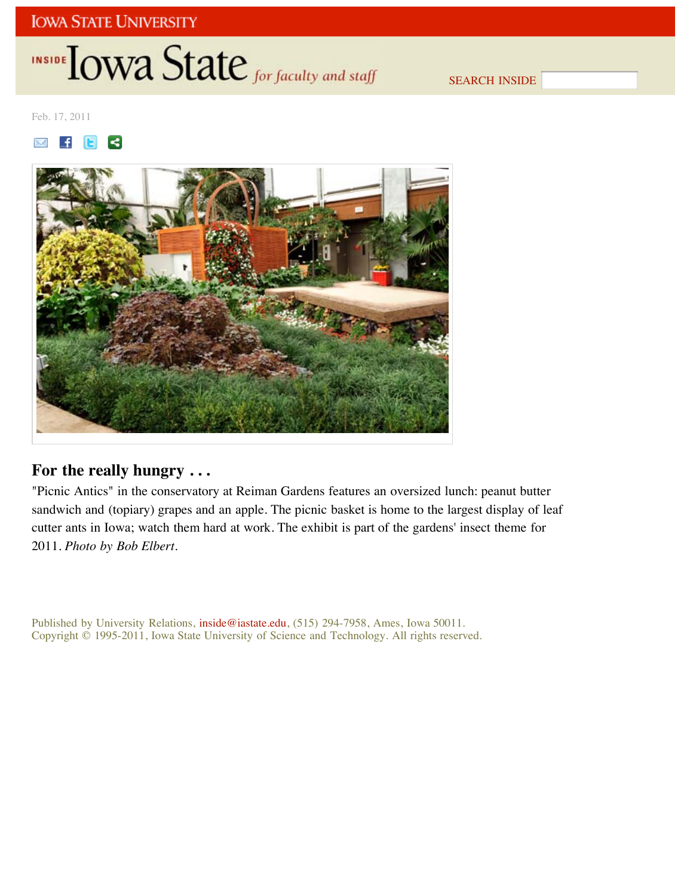Feb. 17, 2011

## For the really hungry . . .

"Picnic Antics" in the conservatory at Reiman Gardens features an oversized lunch: peanut butter sandwich and (topiary) grapes and an apple. The picnic basket is home to the largest display of leaf cutter ants in Iowa; watch them hard at work. The exhibit is part of the gardens' insect theme for 2011. *Photo by Bob Elbert*.

Published by University Relations, inside@iastate.edu, (515) 294-7958, Ames, Iowa 50011.
Copyright © 1995-2011, Iowa State University of Science and Technology. All rights reserved.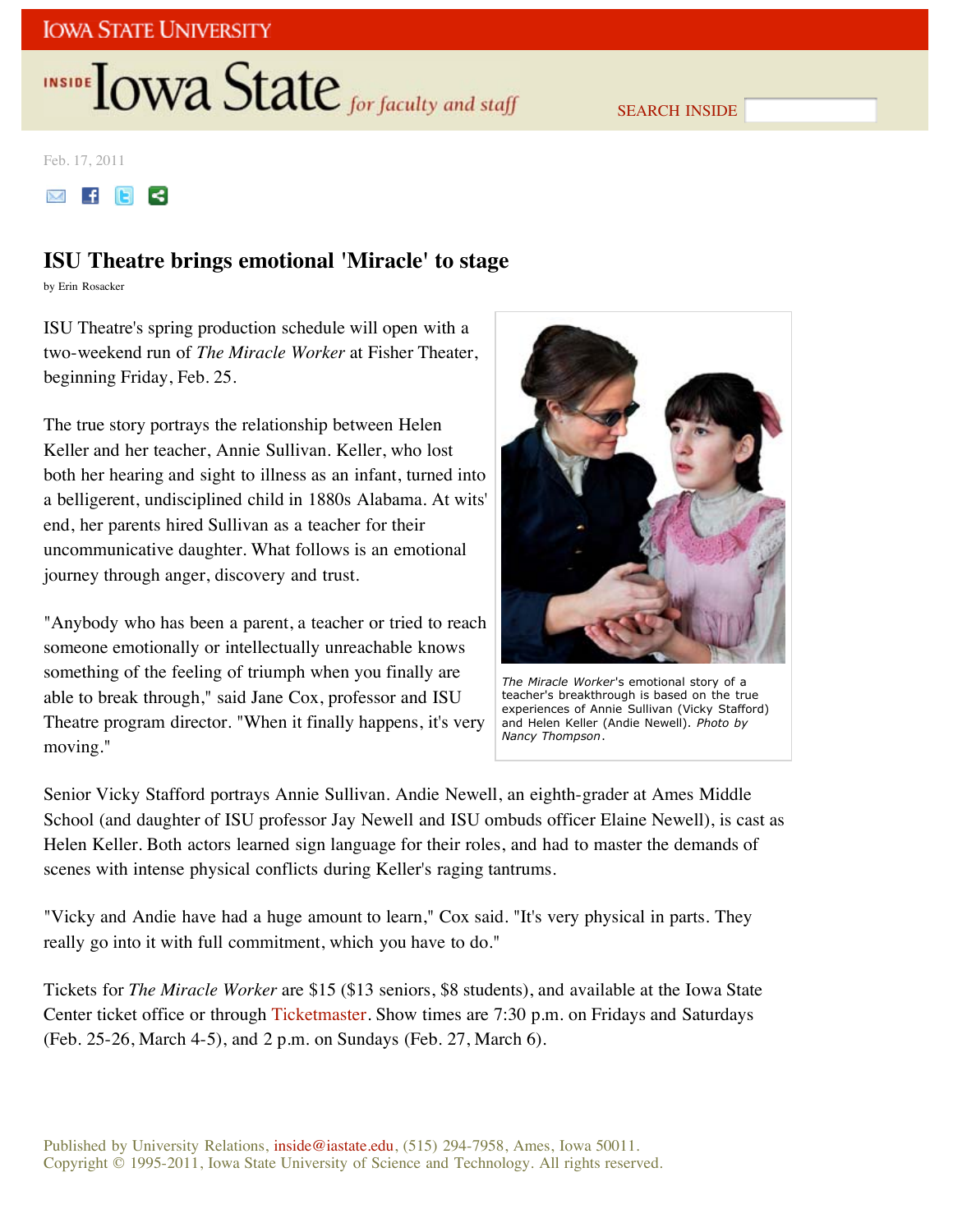Feb. 17, 2011

# ISU Theatre brings emotional 'Miracle' to stage

by Erin Rosacker

ISU Theatre's spring production schedule will open with a two-weekend run of *The Miracle Worker* at Fisher Theater, beginning Friday, Feb. 25.

The true story portrays the relationship between Helen Keller and her teacher, Annie Sullivan. Keller, who lost both her hearing and sight to illness as an infant, turned into a belligerent, undisciplined child in 1880s Alabama. At wits' end, her parents hired Sullivan as a teacher for their uncommunicative daughter. What follows is an emotional journey through anger, discovery and trust.

"Anybody who has been a parent, a teacher or tried to reach someone emotionally or intellectually unreachable knows something of the feeling of triumph when you finally are able to break through," said Jane Cox, professor and ISU Theatre program director. "When it finally happens, it's very moving."

*The Miracle Worker*'s emotional story of a teacher's breakthrough is based on the true experiences of Annie Sullivan (Vicky Stafford) and Helen Keller (Andie Newell). *Photo by Nancy Thompson*.

Senior Vicky Stafford portrays Annie Sullivan. Andie Newell, an eighth-grader at Ames Middle School (and daughter of ISU professor Jay Newell and ISU ombuds officer Elaine Newell), is cast as Helen Keller. Both actors learned sign language for their roles, and had to master the demands of scenes with intense physical conflicts during Keller's raging tantrums.

"Vicky and Andie have had a huge amount to learn," Cox said. "It's very physical in parts. They really go into it with full commitment, which you have to do."

Tickets for *The Miracle Worker* are $15 ($13 seniors, $8 students), and available at the Iowa State Center ticket office or through Ticketmaster. Show times are 7:30 p.m. on Fridays and Saturdays (Feb. 25-26, March 4-5), and 2 p.m. on Sundays (Feb. 27, March 6).

Published by University Relations, inside@iastate.edu, (515) 294-7958, Ames, Iowa 50011.
Copyright © 1995-2011, Iowa State University of Science and Technology. All rights reserved.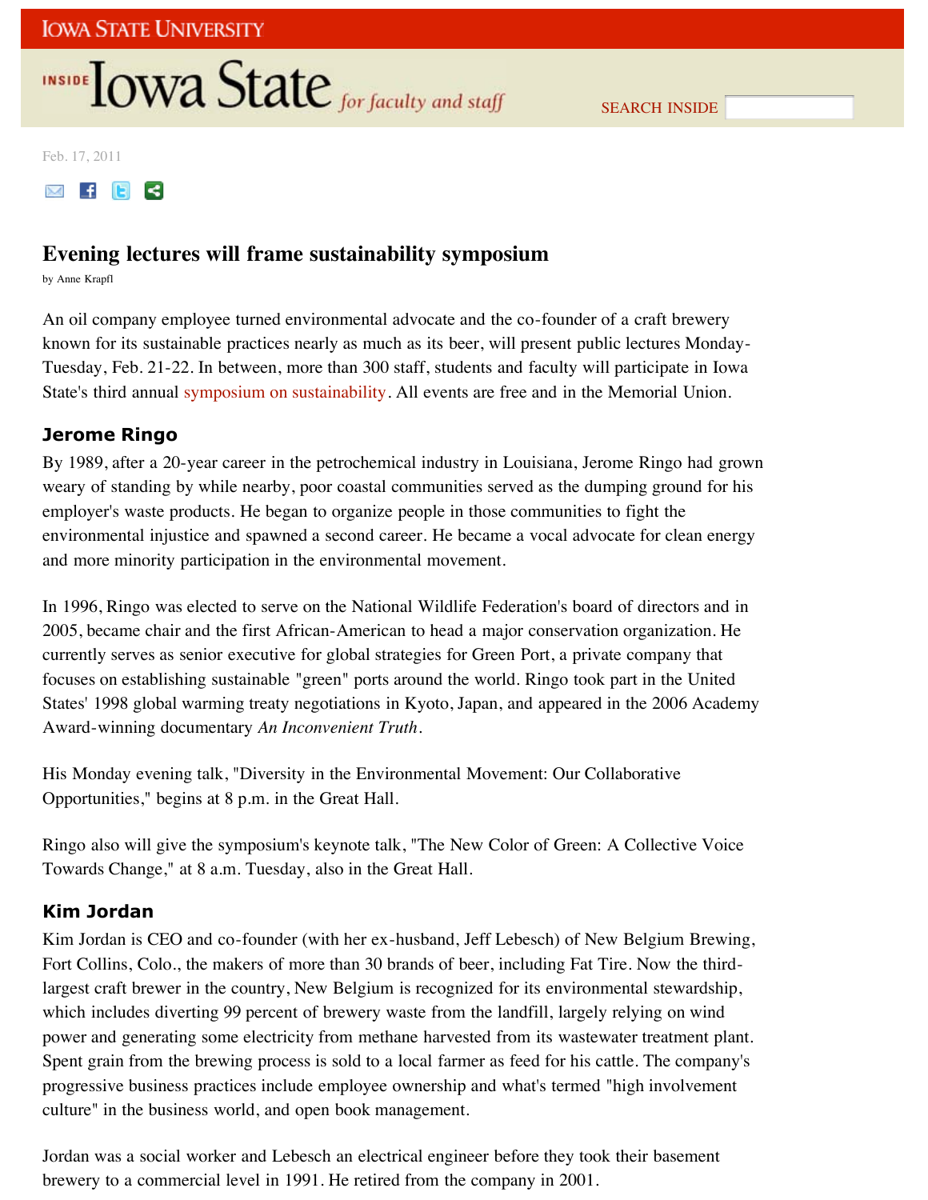Feb. 17, 2011

# Evening lectures will frame sustainability symposium

by Anne Krapfl

An oil company employee turned environmental advocate and the co-founder of a craft brewery known for its sustainable practices nearly as much as its beer, will present public lectures Monday-Tuesday, Feb. 21-22. In between, more than 300 staff, students and faculty will participate in Iowa State's third annual symposium on sustainability. All events are free and in the Memorial Union.

## Jerome Ringo

By 1989, after a 20-year career in the petrochemical industry in Louisiana, Jerome Ringo had grown weary of standing by while nearby, poor coastal communities served as the dumping ground for his employer's waste products. He began to organize people in those communities to fight the environmental injustice and spawned a second career. He became a vocal advocate for clean energy and more minority participation in the environmental movement.

In 1996, Ringo was elected to serve on the National Wildlife Federation's board of directors and in 2005, became chair and the first African-American to head a major conservation organization. He currently serves as senior executive for global strategies for Green Port, a private company that focuses on establishing sustainable "green" ports around the world. Ringo took part in the United States' 1998 global warming treaty negotiations in Kyoto, Japan, and appeared in the 2006 Academy Award-winning documentary *An Inconvenient Truth*.

His Monday evening talk, "Diversity in the Environmental Movement: Our Collaborative Opportunities," begins at 8 p.m. in the Great Hall.

Ringo also will give the symposium's keynote talk, "The New Color of Green: A Collective Voice Towards Change," at 8 a.m. Tuesday, also in the Great Hall.

## Kim Jordan

Kim Jordan is CEO and co-founder (with her ex-husband, Jeff Lebesch) of New Belgium Brewing, Fort Collins, Colo., the makers of more than 30 brands of beer, including Fat Tire. Now the third-largest craft brewer in the country, New Belgium is recognized for its environmental stewardship, which includes diverting 99 percent of brewery waste from the landfill, largely relying on wind power and generating some electricity from methane harvested from its wastewater treatment plant. Spent grain from the brewing process is sold to a local farmer as feed for his cattle. The company's progressive business practices include employee ownership and what's termed "high involvement culture" in the business world, and open book management.

Jordan was a social worker and Lebesch an electrical engineer before they took their basement brewery to a commercial level in 1991. He retired from the company in 2001.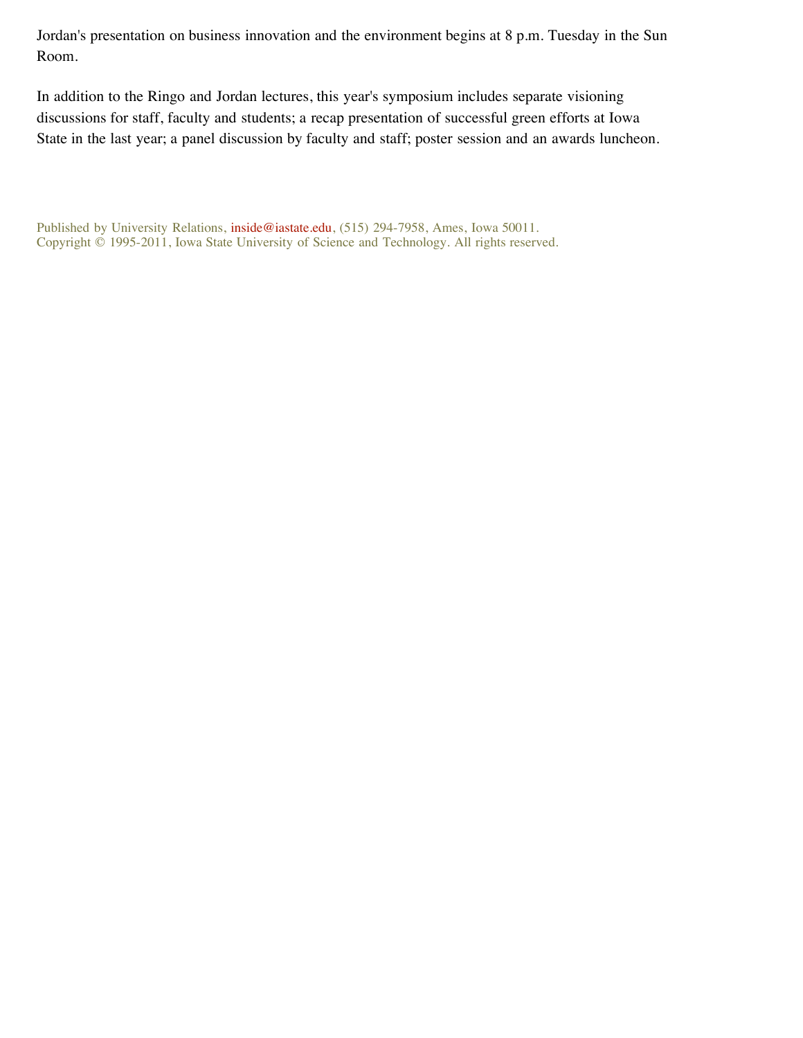Jordan's presentation on business innovation and the environment begins at 8 p.m. Tuesday in the Sun Room.

In addition to the Ringo and Jordan lectures, this year's symposium includes separate visioning discussions for staff, faculty and students; a recap presentation of successful green efforts at Iowa State in the last year; a panel discussion by faculty and staff; poster session and an awards luncheon.

Published by University Relations, inside@iastate.edu, (515) 294-7958, Ames, Iowa 50011.
Copyright © 1995-2011, Iowa State University of Science and Technology. All rights reserved.